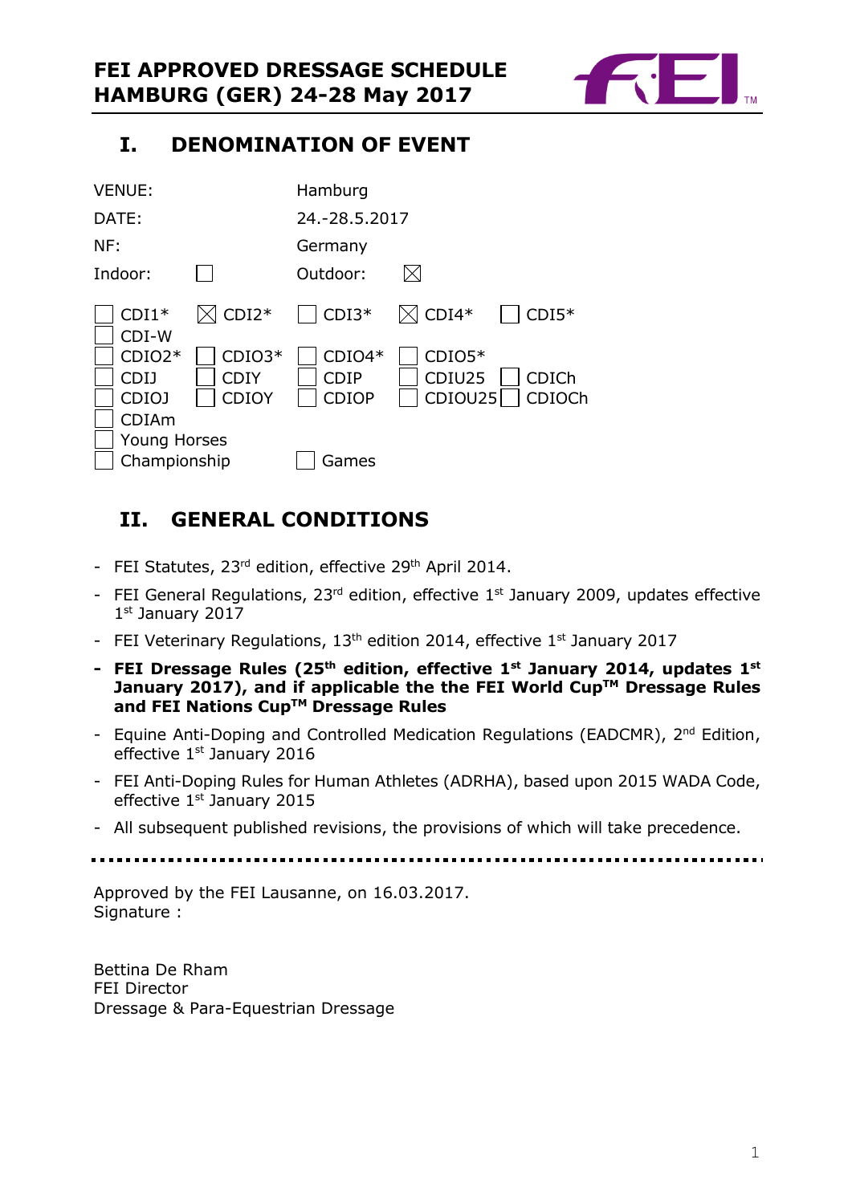# FEI APPROVED DRESSAGE SCHEDULE HAMBURG (GER) 24-28 May 2017

## I. DENOMINATION OF EVENT

| | |
|---|---|
| VENUE: | Hamburg |
| DATE: | 24.-28.5.2017 |
| NF: | Germany |
| Indoor: ☐ | Outdoor: ☒ |

| | | | | |
|---|---|---|---|---|
| ☐ CDI1* | ☒ CDI2* | ☐ CDI3* | ☒ CDI4* | ☐ CDI5* |
| ☐ CDI-W | | | | |
| ☐ CDIO2* | ☐ CDIO3* | ☐ CDIO4* | ☐ CDIO5* | |
| ☐ CDIJ | ☐ CDIY | ☐ CDIP | ☐ CDIU25 | ☐ CDICh |
| ☐ CDIOJ | ☐ CDIOY | ☐ CDIOP | ☐ CDIOU25 | ☐ CDIOCh |
| ☐ CDIAm | | | | |
| ☐ Young Horses | | | | |
| ☐ Championship | | ☐ Games | | |

## II. GENERAL CONDITIONS

- FEI Statutes, 23rd edition, effective 29th April 2014.
- FEI General Regulations, 23rd edition, effective 1st January 2009, updates effective 1st January 2017
- FEI Veterinary Regulations, 13th edition 2014, effective 1st January 2017
- **FEI Dressage Rules (25th edition, effective 1st January 2014, updates 1st January 2017), and if applicable the the FEI World Cup™ Dressage Rules and FEI Nations Cup™ Dressage Rules**
- Equine Anti-Doping and Controlled Medication Regulations (EADCMR), 2nd Edition, effective 1st January 2016
- FEI Anti-Doping Rules for Human Athletes (ADRHA), based upon 2015 WADA Code, effective 1st January 2015
- All subsequent published revisions, the provisions of which will take precedence.

---

Approved by the FEI Lausanne, on 16.03.2017.
Signature :

Bettina De Rham
FEI Director
Dressage & Para-Equestrian Dressage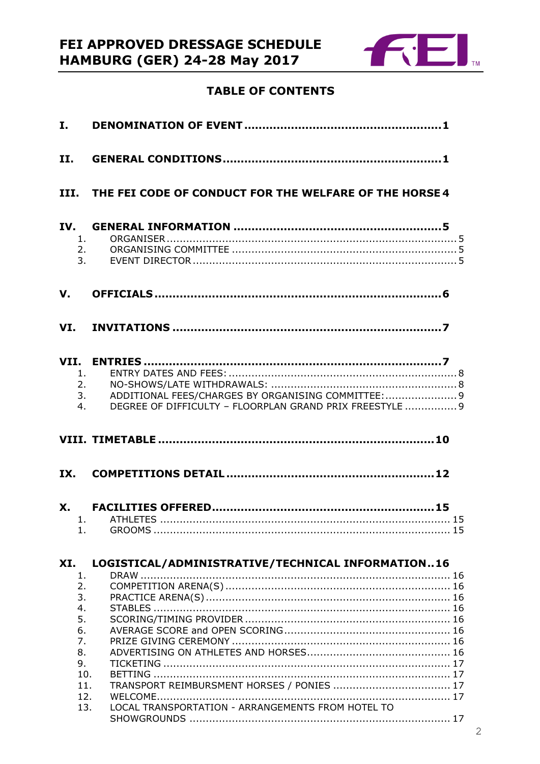## TABLE OF CONTENTS

**I. DENOMINATION OF EVENT** ..................................................... **1**

**II. GENERAL CONDITIONS** ........................................................... **1**

**III. THE FEI CODE OF CONDUCT FOR THE WELFARE OF THE HORSE** **4**

**IV. GENERAL INFORMATION** ......................................................... **5**
1. ORGANISER ......................................................................................... 5
2. ORGANISING COMMITTEE ..................................................................... 5
3. EVENT DIRECTOR ................................................................................. 5

**V. OFFICIALS** ............................................................................... **6**

**VI. INVITATIONS** ......................................................................... **7**

**VII. ENTRIES** ................................................................................. **7**
1. ENTRY DATES AND FEES: ...................................................................... 8
2. NO-SHOWS/LATE WITHDRAWALS: ......................................................... 8
3. ADDITIONAL FEES/CHARGES BY ORGANISING COMMITTEE: ...................... 9
4. DEGREE OF DIFFICULTY – FLOORPLAN GRAND PRIX FREESTYLE ................ 9

**VIII. TIMETABLE** ........................................................................... **10**

**IX. COMPETITIONS DETAIL** ......................................................... **12**

**X. FACILITIES OFFERED** ............................................................. **15**
1. ATHLETES ......................................................................................... 15
1. GROOMS ........................................................................................... 15

**XI. LOGISTICAL/ADMINISTRATIVE/TECHNICAL INFORMATION** .. **16**
1. DRAW ............................................................................................... 16
2. COMPETITION ARENA(S) ..................................................................... 16
3. PRACTICE ARENA(S) ........................................................................... 16
4. STABLES ........................................................................................... 16
5. SCORING/TIMING PROVIDER ............................................................... 16
6. AVERAGE SCORE and OPEN SCORING ................................................... 16
7. PRIZE GIVING CEREMONY ................................................................... 16
8. ADVERTISING ON ATHLETES AND HORSES ............................................ 16
9. TICKETING ....................................................................................... 17
10. BETTING ........................................................................................... 17
11. TRANSPORT REIMBURSMENT HORSES / PONIES .................................... 17
12. WELCOME ......................................................................................... 17
13. LOCAL TRANSPORTATION - ARRANGEMENTS FROM HOTEL TO SHOWGROUNDS ................................................................................ 17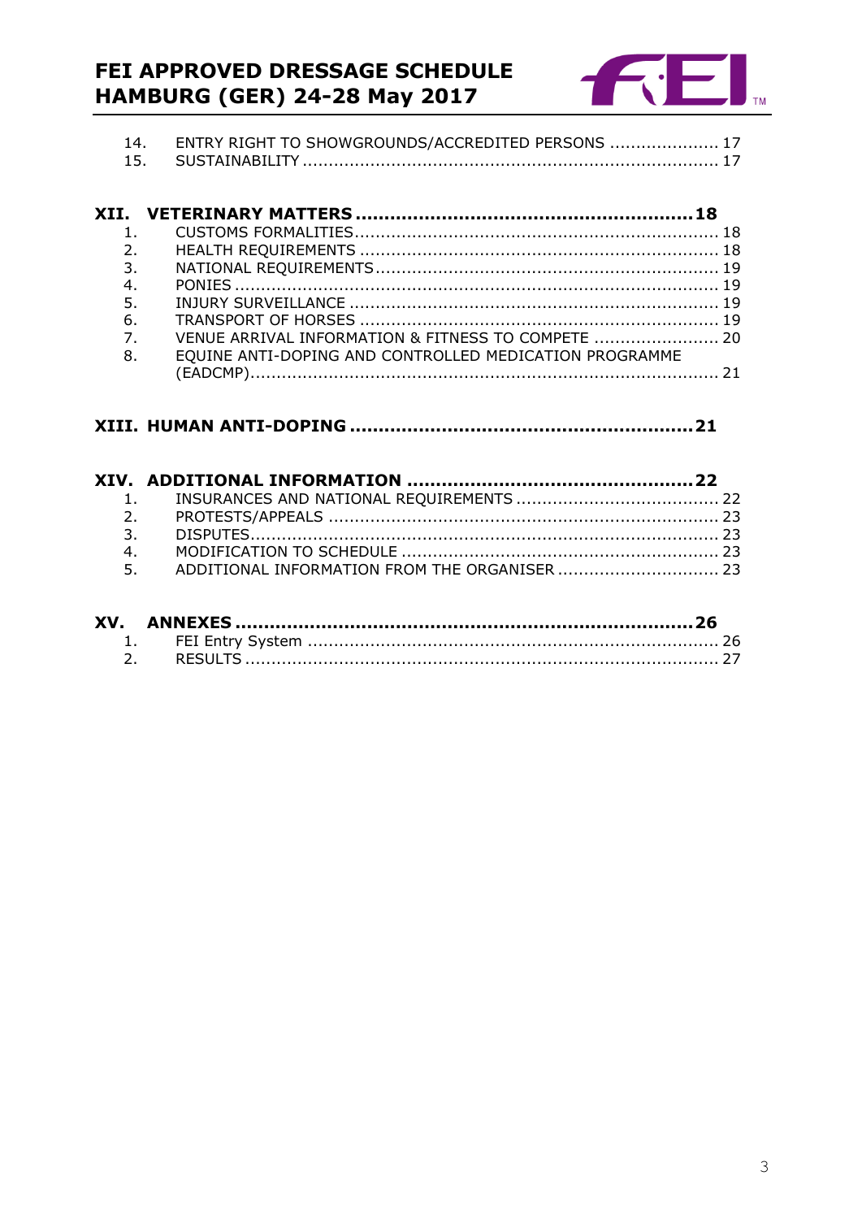14. ENTRY RIGHT TO SHOWGROUNDS/ACCREDITED PERSONS ..................... 17
15. SUSTAINABILITY ................................................................................ 17

**XII. VETERINARY MATTERS .......................................................... 18**

1. CUSTOMS FORMALITIES ..................................................................... 18
2. HEALTH REQUIREMENTS .................................................................... 18
3. NATIONAL REQUIREMENTS .................................................................. 19
4. PONIES ............................................................................................ 19
5. INJURY SURVEILLANCE ...................................................................... 19
6. TRANSPORT OF HORSES .................................................................... 19
7. VENUE ARRIVAL INFORMATION & FITNESS TO COMPETE ........................ 20
8. EQUINE ANTI-DOPING AND CONTROLLED MEDICATION PROGRAMME (EADCMP) .......................................................................................... 21

**XIII. HUMAN ANTI-DOPING .......................................................... 21**

**XIV. ADDITIONAL INFORMATION .................................................. 22**

1. INSURANCES AND NATIONAL REQUIREMENTS ....................................... 22
2. PROTESTS/APPEALS ........................................................................... 23
3. DISPUTES ......................................................................................... 23
4. MODIFICATION TO SCHEDULE ............................................................. 23
5. ADDITIONAL INFORMATION FROM THE ORGANISER ............................... 23

**XV. ANNEXES .............................................................................. 26**

1. FEI Entry System ............................................................................... 26
2. RESULTS .......................................................................................... 27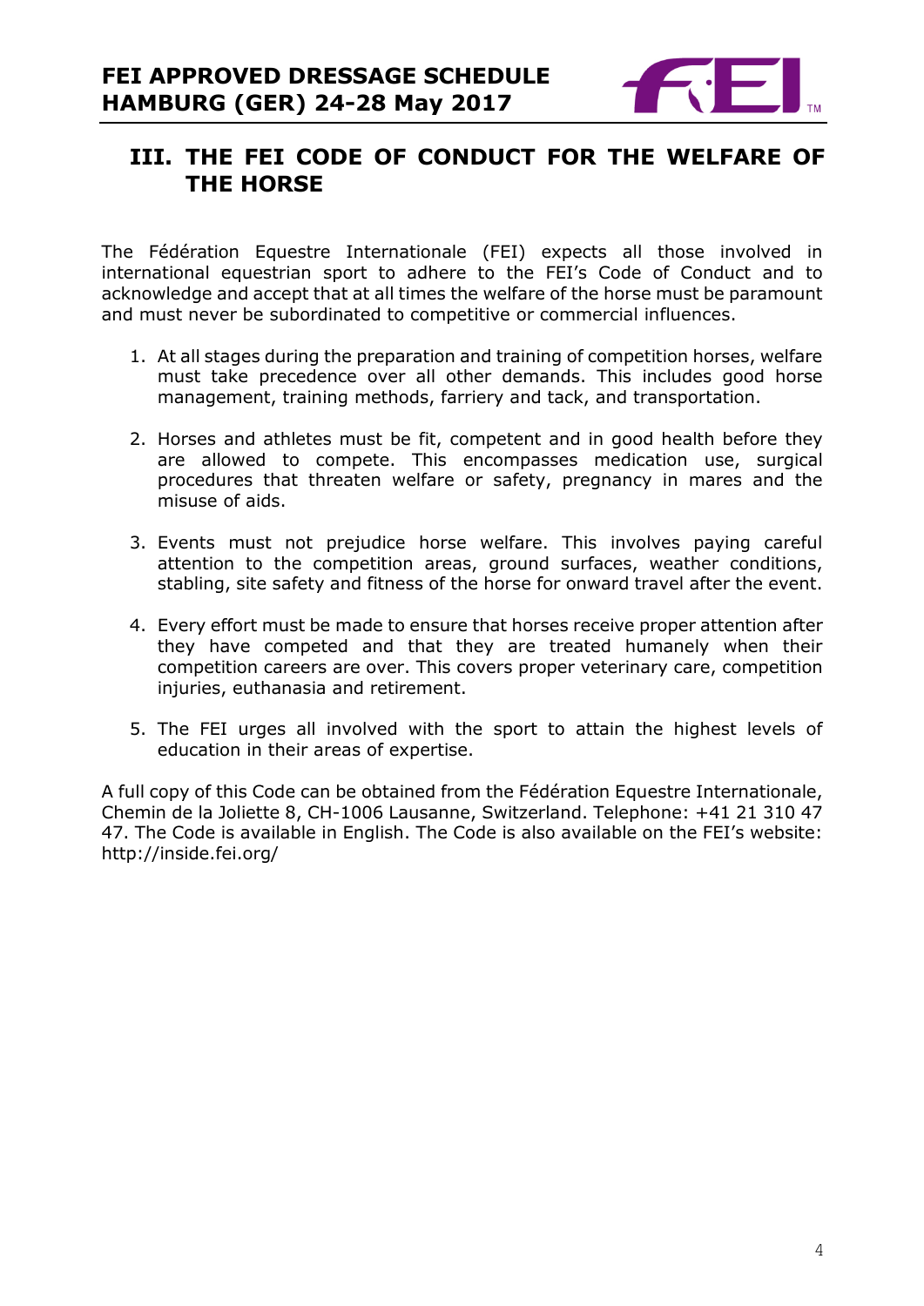## III. THE FEI CODE OF CONDUCT FOR THE WELFARE OF THE HORSE

The Fédération Equestre Internationale (FEI) expects all those involved in international equestrian sport to adhere to the FEI's Code of Conduct and to acknowledge and accept that at all times the welfare of the horse must be paramount and must never be subordinated to competitive or commercial influences.

1. At all stages during the preparation and training of competition horses, welfare must take precedence over all other demands. This includes good horse management, training methods, farriery and tack, and transportation.

2. Horses and athletes must be fit, competent and in good health before they are allowed to compete. This encompasses medication use, surgical procedures that threaten welfare or safety, pregnancy in mares and the misuse of aids.

3. Events must not prejudice horse welfare. This involves paying careful attention to the competition areas, ground surfaces, weather conditions, stabling, site safety and fitness of the horse for onward travel after the event.

4. Every effort must be made to ensure that horses receive proper attention after they have competed and that they are treated humanely when their competition careers are over. This covers proper veterinary care, competition injuries, euthanasia and retirement.

5. The FEI urges all involved with the sport to attain the highest levels of education in their areas of expertise.

A full copy of this Code can be obtained from the Fédération Equestre Internationale, Chemin de la Joliette 8, CH-1006 Lausanne, Switzerland. Telephone: +41 21 310 47 47. The Code is available in English. The Code is also available on the FEI's website: http://inside.fei.org/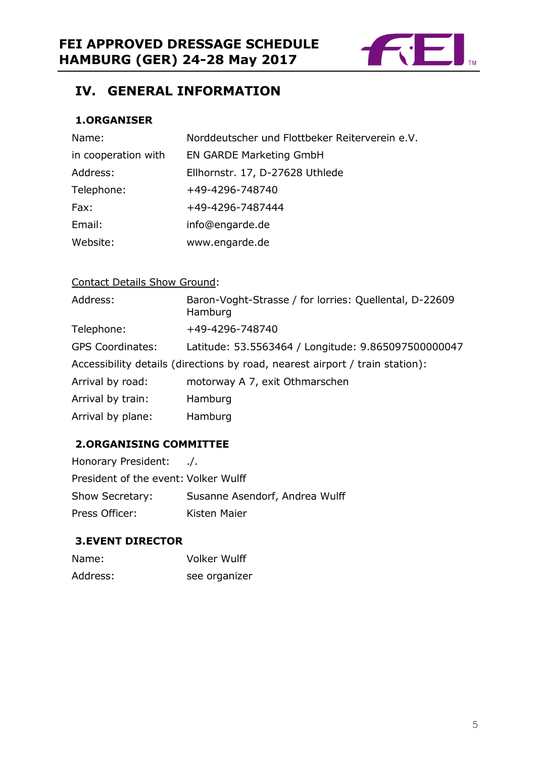## IV. GENERAL INFORMATION

### 1.ORGANISER

| | |
|---|---|
| Name: | Norddeutscher und Flottbeker Reiterverein e.V. |
| in cooperation with | EN GARDE Marketing GmbH |
| Address: | Ellhornstr. 17, D-27628 Uthlede |
| Telephone: | +49-4296-748740 |
| Fax: | +49-4296-7487444 |
| Email: | info@engarde.de |
| Website: | www.engarde.de |

Contact Details Show Ground:

| | |
|---|---|
| Address: | Baron-Voght-Strasse / for lorries: Quellental, D-22609 Hamburg |
| Telephone: | +49-4296-748740 |
| GPS Coordinates: | Latitude: 53.5563464 / Longitude: 9.865097500000047 |

Accessibility details (directions by road, nearest airport / train station):

| | |
|---|---|
| Arrival by road: | motorway A 7, exit Othmarschen |
| Arrival by train: | Hamburg |
| Arrival by plane: | Hamburg |

### 2.ORGANISING COMMITTEE

| | |
|---|---|
| Honorary President: | ./. |
| President of the event: | Volker Wulff |
| Show Secretary: | Susanne Asendorf, Andrea Wulff |
| Press Officer: | Kisten Maier |

### 3.EVENT DIRECTOR

| | |
|---|---|
| Name: | Volker Wulff |
| Address: | see organizer |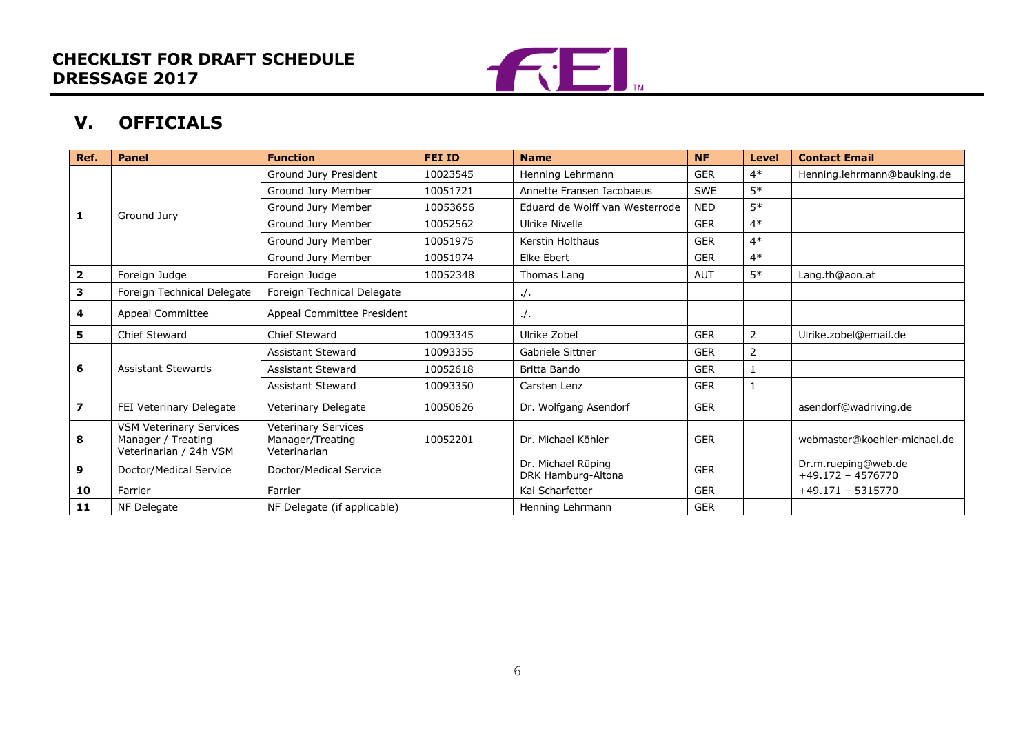## CHECKLIST FOR DRAFT SCHEDULE DRESSAGE 2017

## V. OFFICIALS

| Ref. | Panel | Function | FEI ID | Name | NF | Level | Contact Email |
|---|---|---|---|---|---|---|---|
| 1 | Ground Jury | Ground Jury President | 10023545 | Henning Lehrmann | GER | 4* | Henning.lehrmann@bauking.de |
| | | Ground Jury Member | 10051721 | Annette Fransen Iacobaeus | SWE | 5* | |
| | | Ground Jury Member | 10053656 | Eduard de Wolff van Westerrode | NED | 5* | |
| | | Ground Jury Member | 10052562 | Ulrike Nivelle | GER | 4* | |
| | | Ground Jury Member | 10051975 | Kerstin Holthaus | GER | 4* | |
| | | Ground Jury Member | 10051974 | Elke Ebert | GER | 4* | |
| 2 | Foreign Judge | Foreign Judge | 10052348 | Thomas Lang | AUT | 5* | Lang.th@aon.at |
| 3 | Foreign Technical Delegate | Foreign Technical Delegate | | ./. | | | |
| 4 | Appeal Committee | Appeal Committee President | | ./. | | | |
| 5 | Chief Steward | Chief Steward | 10093345 | Ulrike Zobel | GER | 2 | Ulrike.zobel@email.de |
| 6 | Assistant Stewards | Assistant Steward | 10093355 | Gabriele Sittner | GER | 2 | |
| | | Assistant Steward | 10052618 | Britta Bando | GER | 1 | |
| | | Assistant Steward | 10093350 | Carsten Lenz | GER | 1 | |
| 7 | FEI Veterinary Delegate | Veterinary Delegate | 10050626 | Dr. Wolfgang Asendorf | GER | | asendorf@wadriving.de |
| 8 | VSM Veterinary Services Manager / Treating Veterinarian / 24h VSM | Veterinary Services Manager/Treating Veterinarian | 10052201 | Dr. Michael Köhler | GER | | webmaster@koehler-michael.de |
| 9 | Doctor/Medical Service | Doctor/Medical Service | | Dr. Michael Rüping DRK Hamburg-Altona | GER | | Dr.m.rueping@web.de +49.172 – 4576770 |
| 10 | Farrier | Farrier | | Kai Scharfetter | GER | | +49.171 – 5315770 |
| 11 | NF Delegate | NF Delegate (if applicable) | | Henning Lehrmann | GER | | |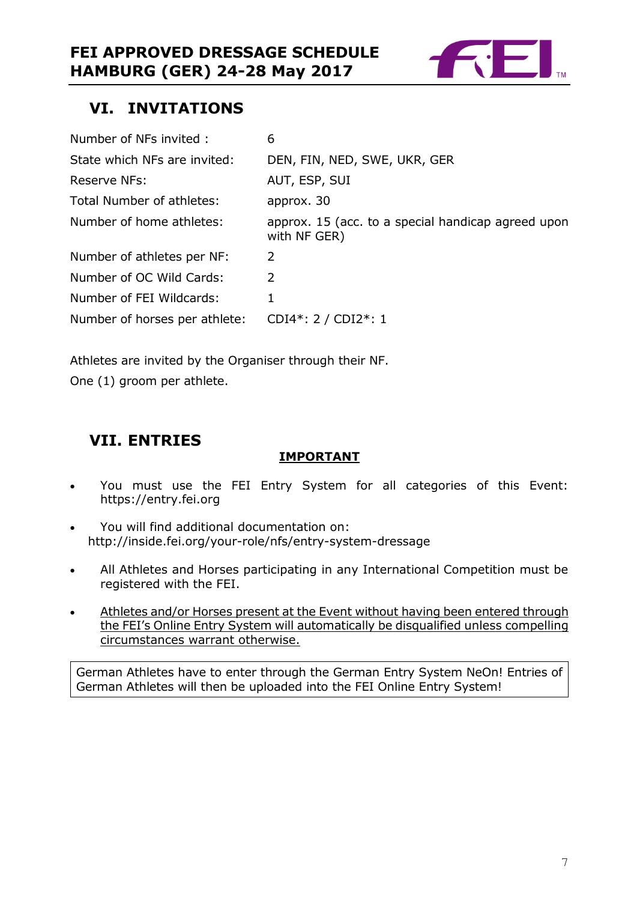## VI. INVITATIONS

| | |
|---|---|
| Number of NFs invited : | 6 |
| State which NFs are invited: | DEN, FIN, NED, SWE, UKR, GER |
| Reserve NFs: | AUT, ESP, SUI |
| Total Number of athletes: | approx. 30 |
| Number of home athletes: | approx. 15 (acc. to a special handicap agreed upon with NF GER) |
| Number of athletes per NF: | 2 |
| Number of OC Wild Cards: | 2 |
| Number of FEI Wildcards: | 1 |
| Number of horses per athlete: | CDI4*: 2 / CDI2*: 1 |

Athletes are invited by the Organiser through their NF.

One (1) groom per athlete.

## VII. ENTRIES

**IMPORTANT**

- You must use the FEI Entry System for all categories of this Event: https://entry.fei.org
- You will find additional documentation on: http://inside.fei.org/your-role/nfs/entry-system-dressage
- All Athletes and Horses participating in any International Competition must be registered with the FEI.
- Athletes and/or Horses present at the Event without having been entered through the FEI's Online Entry System will automatically be disqualified unless compelling circumstances warrant otherwise.

German Athletes have to enter through the German Entry System NeOn! Entries of German Athletes will then be uploaded into the FEI Online Entry System!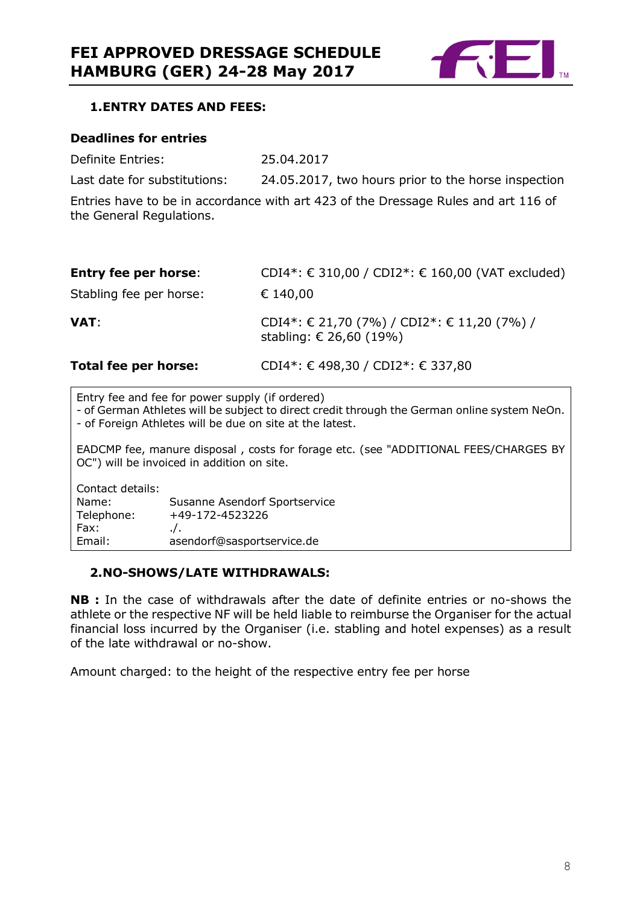## 1. ENTRY DATES AND FEES:

**Deadlines for entries**

| | |
|---|---|
| Definite Entries: | 25.04.2017 |
| Last date for substitutions: | 24.05.2017, two hours prior to the horse inspection |

Entries have to be in accordance with art 423 of the Dressage Rules and art 116 of the General Regulations.

| | |
|---|---|
| **Entry fee per horse**: | CDI4*: € 310,00 / CDI2*: € 160,00 (VAT excluded) |
| Stabling fee per horse: | € 140,00 |
| **VAT**: | CDI4*: € 21,70 (7%) / CDI2*: € 11,20 (7%) / stabling: € 26,60 (19%) |
| **Total fee per horse:** | CDI4*: € 498,30 / CDI2*: € 337,80 |

Entry fee and fee for power supply (if ordered)
- of German Athletes will be subject to direct credit through the German online system NeOn.
- of Foreign Athletes will be due on site at the latest.

EADCMP fee, manure disposal , costs for forage etc. (see "ADDITIONAL FEES/CHARGES BY OC") will be invoiced in addition on site.

Contact details:

| | |
|---|---|
| Name: | Susanne Asendorf Sportservice |
| Telephone: | +49-172-4523226 |
| Fax: | ./. |
| Email: | asendorf@sasportservice.de |

## 2. NO-SHOWS/LATE WITHDRAWALS:

**NB :** In the case of withdrawals after the date of definite entries or no-shows the athlete or the respective NF will be held liable to reimburse the Organiser for the actual financial loss incurred by the Organiser (i.e. stabling and hotel expenses) as a result of the late withdrawal or no-show.

Amount charged: to the height of the respective entry fee per horse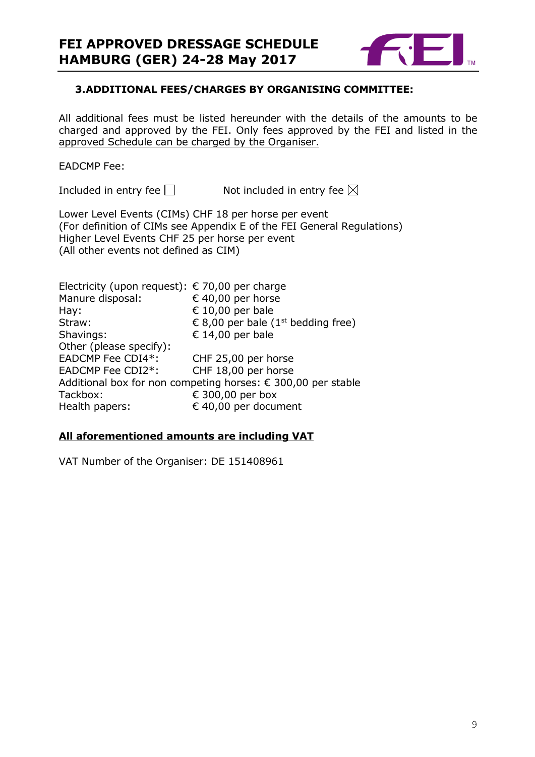### 3. ADDITIONAL FEES/CHARGES BY ORGANISING COMMITTEE:

All additional fees must be listed hereunder with the details of the amounts to be charged and approved by the FEI. <u>Only fees approved by the FEI and listed in the approved Schedule can be charged by the Organiser.</u>

EADCMP Fee:

Included in entry fee ☐ Not included in entry fee ☒

Lower Level Events (CIMs) CHF 18 per horse per event
(For definition of CIMs see Appendix E of the FEI General Regulations)
Higher Level Events CHF 25 per horse per event
(All other events not defined as CIM)

Electricity (upon request): € 70,00 per charge
Manure disposal: € 40,00 per horse
Hay: € 10,00 per bale
Straw: € 8,00 per bale (1st bedding free)
Shavings: € 14,00 per bale
Other (please specify):
EADCMP Fee CDI4*: CHF 25,00 per horse
EADCMP Fee CDI2*: CHF 18,00 per horse
Additional box for non competing horses: € 300,00 per stable
Tackbox: € 300,00 per box
Health papers: € 40,00 per document

**<u>All aforementioned amounts are including VAT</u>**

VAT Number of the Organiser: DE 151408961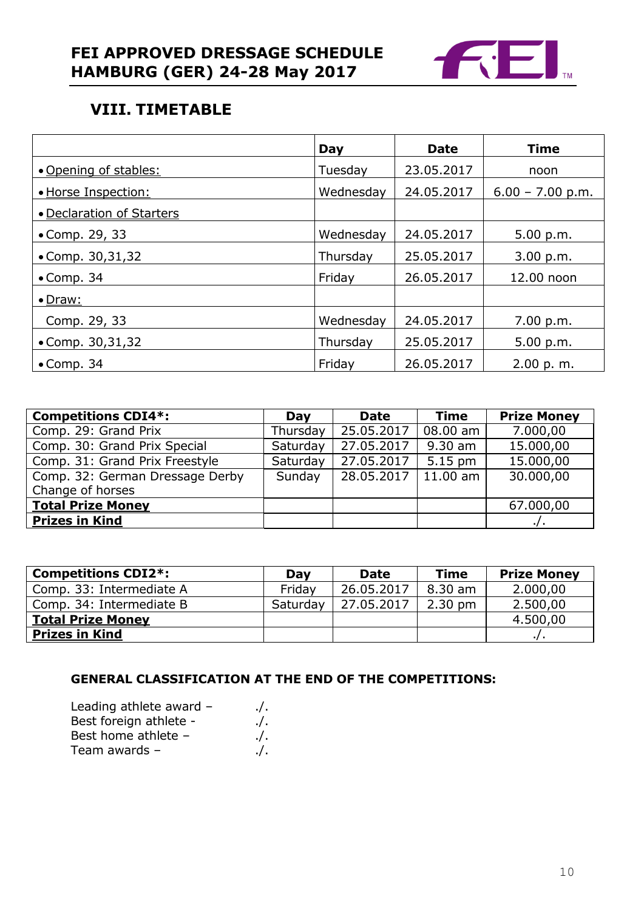# FEI APPROVED DRESSAGE SCHEDULE HAMBURG (GER) 24-28 May 2017

## VIII. TIMETABLE

| | Day | Date | Time |
|---|---|---|---|
| • Opening of stables: | Tuesday | 23.05.2017 | noon |
| • Horse Inspection: | Wednesday | 24.05.2017 | 6.00 – 7.00 p.m. |
| • Declaration of Starters | | | |
| • Comp. 29, 33 | Wednesday | 24.05.2017 | 5.00 p.m. |
| • Comp. 30,31,32 | Thursday | 25.05.2017 | 3.00 p.m. |
| • Comp. 34 | Friday | 26.05.2017 | 12.00 noon |
| • Draw: | | | |
| Comp. 29, 33 | Wednesday | 24.05.2017 | 7.00 p.m. |
| • Comp. 30,31,32 | Thursday | 25.05.2017 | 5.00 p.m. |
| • Comp. 34 | Friday | 26.05.2017 | 2.00 p. m. |

| Competitions CDI4*: | Day | Date | Time | Prize Money |
|---|---|---|---|---|
| Comp. 29: Grand Prix | Thursday | 25.05.2017 | 08.00 am | 7.000,00 |
| Comp. 30: Grand Prix Special | Saturday | 27.05.2017 | 9.30 am | 15.000,00 |
| Comp. 31: Grand Prix Freestyle | Saturday | 27.05.2017 | 5.15 pm | 15.000,00 |
| Comp. 32: German Dressage Derby Change of horses | Sunday | 28.05.2017 | 11.00 am | 30.000,00 |
| **Total Prize Money** | | | | 67.000,00 |
| **Prizes in Kind** | | | | ./. |

| Competitions CDI2*: | Day | Date | Time | Prize Money |
|---|---|---|---|---|
| Comp. 33: Intermediate A | Friday | 26.05.2017 | 8.30 am | 2.000,00 |
| Comp. 34: Intermediate B | Saturday | 27.05.2017 | 2.30 pm | 2.500,00 |
| **Total Prize Money** | | | | 4.500,00 |
| **Prizes in Kind** | | | | ./. |

**GENERAL CLASSIFICATION AT THE END OF THE COMPETITIONS:**

Leading athlete award – ./.
Best foreign athlete - ./.
Best home athlete – ./.
Team awards – ./.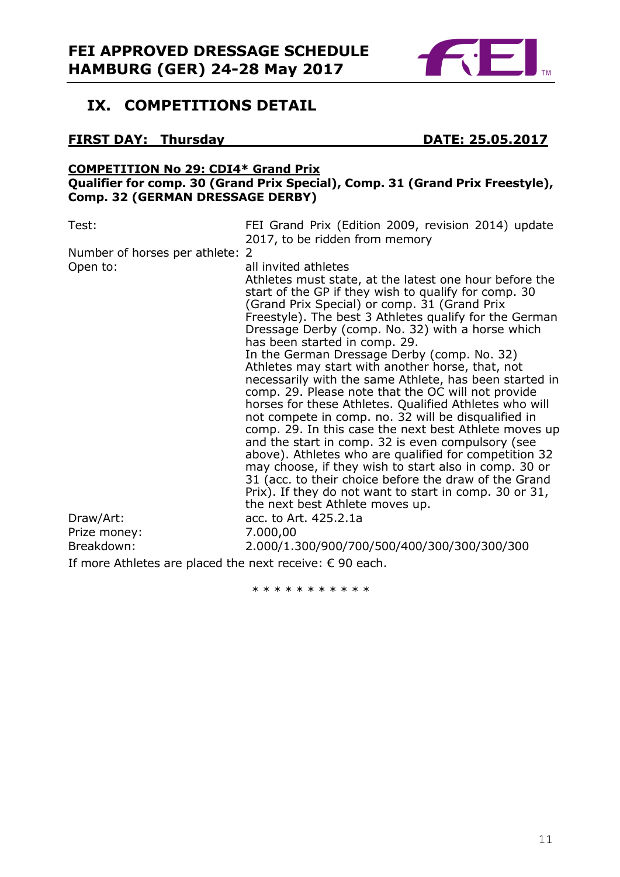## IX. COMPETITIONS DETAIL

**FIRST DAY: Thursday DATE: 25.05.2017**

**COMPETITION No 29: CDI4* Grand Prix**
**Qualifier for comp. 30 (Grand Prix Special), Comp. 31 (Grand Prix Freestyle), Comp. 32 (GERMAN DRESSAGE DERBY)**

| | |
|---|---|
| Test: | FEI Grand Prix (Edition 2009, revision 2014) update 2017, to be ridden from memory |
| Number of horses per athlete: | 2 |
| Open to: | all invited athletes<br>Athletes must state, at the latest one hour before the start of the GP if they wish to qualify for comp. 30 (Grand Prix Special) or comp. 31 (Grand Prix Freestyle). The best 3 Athletes qualify for the German Dressage Derby (comp. No. 32) with a horse which has been started in comp. 29.<br>In the German Dressage Derby (comp. No. 32) Athletes may start with another horse, that, not necessarily with the same Athlete, has been started in comp. 29. Please note that the OC will not provide horses for these Athletes. Qualified Athletes who will not compete in comp. no. 32 will be disqualified in comp. 29. In this case the next best Athlete moves up and the start in comp. 32 is even compulsory (see above). Athletes who are qualified for competition 32 may choose, if they wish to start also in comp. 30 or 31 (acc. to their choice before the draw of the Grand Prix). If they do not want to start in comp. 30 or 31, the next best Athlete moves up. |
| Draw/Art: | acc. to Art. 425.2.1a |
| Prize money: | 7.000,00 |
| Breakdown: | 2.000/1.300/900/700/500/400/300/300/300/300 |

If more Athletes are placed the next receive: € 90 each.

\* \* \* \* \* \* \* \* \* \* \*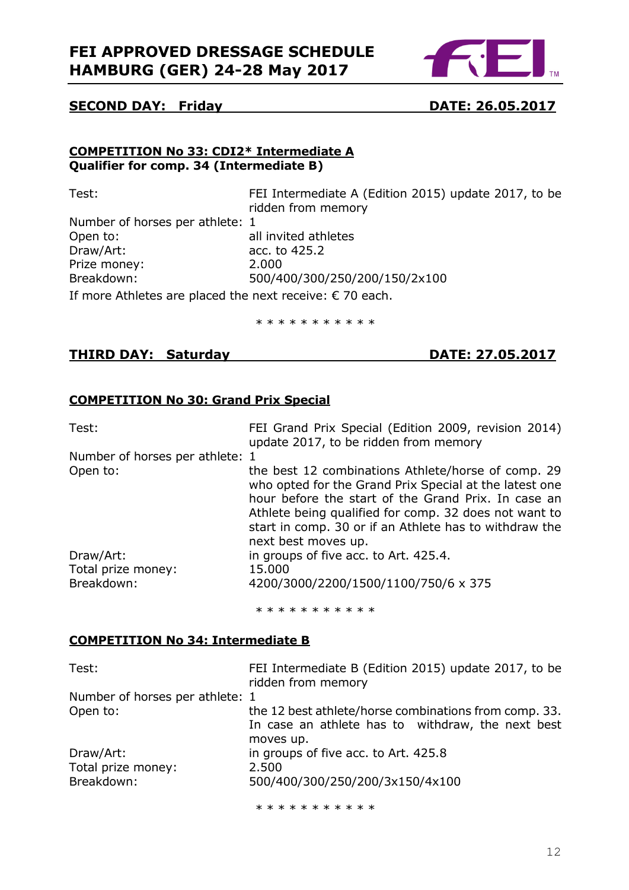**FEI APPROVED DRESSAGE SCHEDULE**
**HAMBURG (GER) 24-28 May 2017**

## SECOND DAY: Friday DATE: 26.05.2017

### COMPETITION No 33: CDI2* Intermediate A
**Qualifier for comp. 34 (Intermediate B)**

| | |
|---|---|
| Test: | FEI Intermediate A (Edition 2015) update 2017, to be ridden from memory |
| Number of horses per athlete: | 1 |
| Open to: | all invited athletes |
| Draw/Art: | acc. to 425.2 |
| Prize money: | 2.000 |
| Breakdown: | 500/400/300/250/200/150/2x100 |

If more Athletes are placed the next receive: € 70 each.

* * * * * * * * * * *

## THIRD DAY: Saturday DATE: 27.05.2017

### COMPETITION No 30: Grand Prix Special

| | |
|---|---|
| Test: | FEI Grand Prix Special (Edition 2009, revision 2014) update 2017, to be ridden from memory |
| Number of horses per athlete: | 1 |
| Open to: | the best 12 combinations Athlete/horse of comp. 29 who opted for the Grand Prix Special at the latest one hour before the start of the Grand Prix. In case an Athlete being qualified for comp. 32 does not want to start in comp. 30 or if an Athlete has to withdraw the next best moves up. |
| Draw/Art: | in groups of five acc. to Art. 425.4. |
| Total prize money: | 15.000 |
| Breakdown: | 4200/3000/2200/1500/1100/750/6 x 375 |

* * * * * * * * * * *

### COMPETITION No 34: Intermediate B

| | |
|---|---|
| Test: | FEI Intermediate B (Edition 2015) update 2017, to be ridden from memory |
| Number of horses per athlete: | 1 |
| Open to: | the 12 best athlete/horse combinations from comp. 33. In case an athlete has to withdraw, the next best moves up. |
| Draw/Art: | in groups of five acc. to Art. 425.8 |
| Total prize money: | 2.500 |
| Breakdown: | 500/400/300/250/200/3x150/4x100 |

* * * * * * * * * * *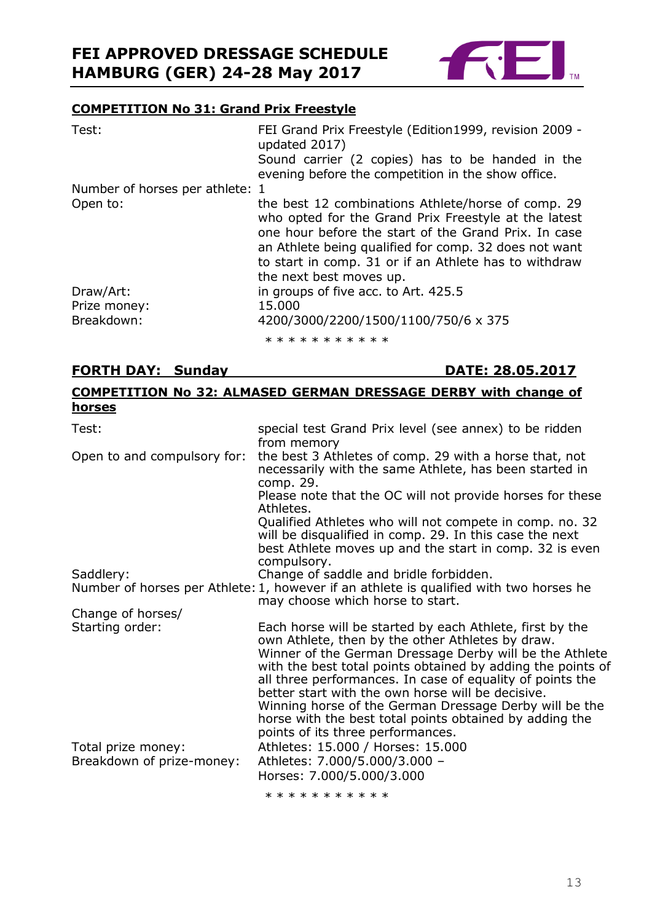## COMPETITION No 31: Grand Prix Freestyle

| | |
|---|---|
| Test: | FEI Grand Prix Freestyle (Edition1999, revision 2009 - updated 2017)<br>Sound carrier (2 copies) has to be handed in the evening before the competition in the show office. |
| Number of horses per athlete: | 1 |
| Open to: | the best 12 combinations Athlete/horse of comp. 29 who opted for the Grand Prix Freestyle at the latest one hour before the start of the Grand Prix. In case an Athlete being qualified for comp. 32 does not want to start in comp. 31 or if an Athlete has to withdraw the next best moves up. |
| Draw/Art: | in groups of five acc. to Art. 425.5 |
| Prize money: | 15.000 |
| Breakdown: | 4200/3000/2200/1500/1100/750/6 x 375 |

* * * * * * * * * * *

## FORTH DAY: Sunday DATE: 28.05.2017

## COMPETITION No 32: ALMASED GERMAN DRESSAGE DERBY with change of horses

| | |
|---|---|
| Test: | special test Grand Prix level (see annex) to be ridden from memory |
| Open to and compulsory for: | the best 3 Athletes of comp. 29 with a horse that, not necessarily with the same Athlete, has been started in comp. 29.<br>Please note that the OC will not provide horses for these Athletes.<br>Qualified Athletes who will not compete in comp. no. 32 will be disqualified in comp. 29. In this case the next best Athlete moves up and the start in comp. 32 is even compulsory. |
| Saddlery: | Change of saddle and bridle forbidden. |
| Number of horses per Athlete: | 1, however if an athlete is qualified with two horses he may choose which horse to start. |
| Change of horses/ Starting order: | Each horse will be started by each Athlete, first by the own Athlete, then by the other Athletes by draw.<br>Winner of the German Dressage Derby will be the Athlete with the best total points obtained by adding the points of all three performances. In case of equality of points the better start with the own horse will be decisive.<br>Winning horse of the German Dressage Derby will be the horse with the best total points obtained by adding the points of its three performances. |
| Total prize money: | Athletes: 15.000 / Horses: 15.000 |
| Breakdown of prize-money: | Athletes: 7.000/5.000/3.000 –<br>Horses: 7.000/5.000/3.000 |

* * * * * * * * * * *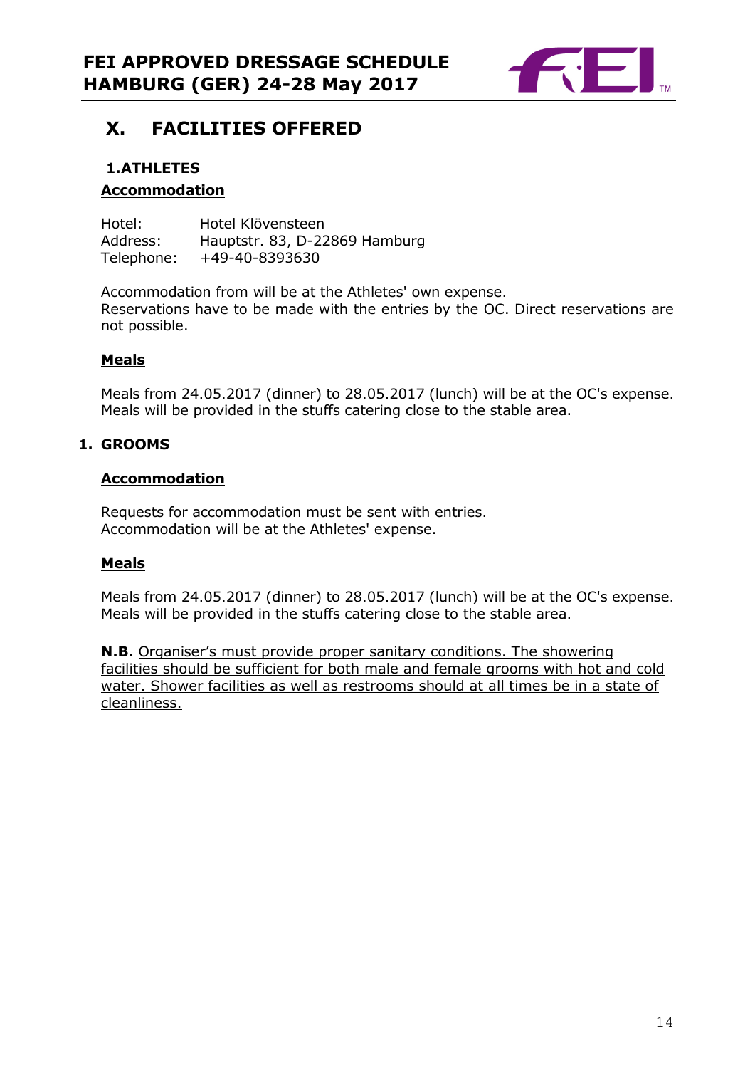## X. FACILITIES OFFERED

### 1. ATHLETES

**Accommodation**

Hotel: Hotel Klövensteen
Address: Hauptstr. 83, D-22869 Hamburg
Telephone: +49-40-8393630

Accommodation from will be at the Athletes' own expense.
Reservations have to be made with the entries by the OC. Direct reservations are not possible.

**Meals**

Meals from 24.05.2017 (dinner) to 28.05.2017 (lunch) will be at the OC's expense.
Meals will be provided in the stuffs catering close to the stable area.

### 1. GROOMS

**Accommodation**

Requests for accommodation must be sent with entries.
Accommodation will be at the Athletes' expense.

**Meals**

Meals from 24.05.2017 (dinner) to 28.05.2017 (lunch) will be at the OC's expense.
Meals will be provided in the stuffs catering close to the stable area.

**N.B.** Organiser's must provide proper sanitary conditions. The showering facilities should be sufficient for both male and female grooms with hot and cold water. Shower facilities as well as restrooms should at all times be in a state of cleanliness.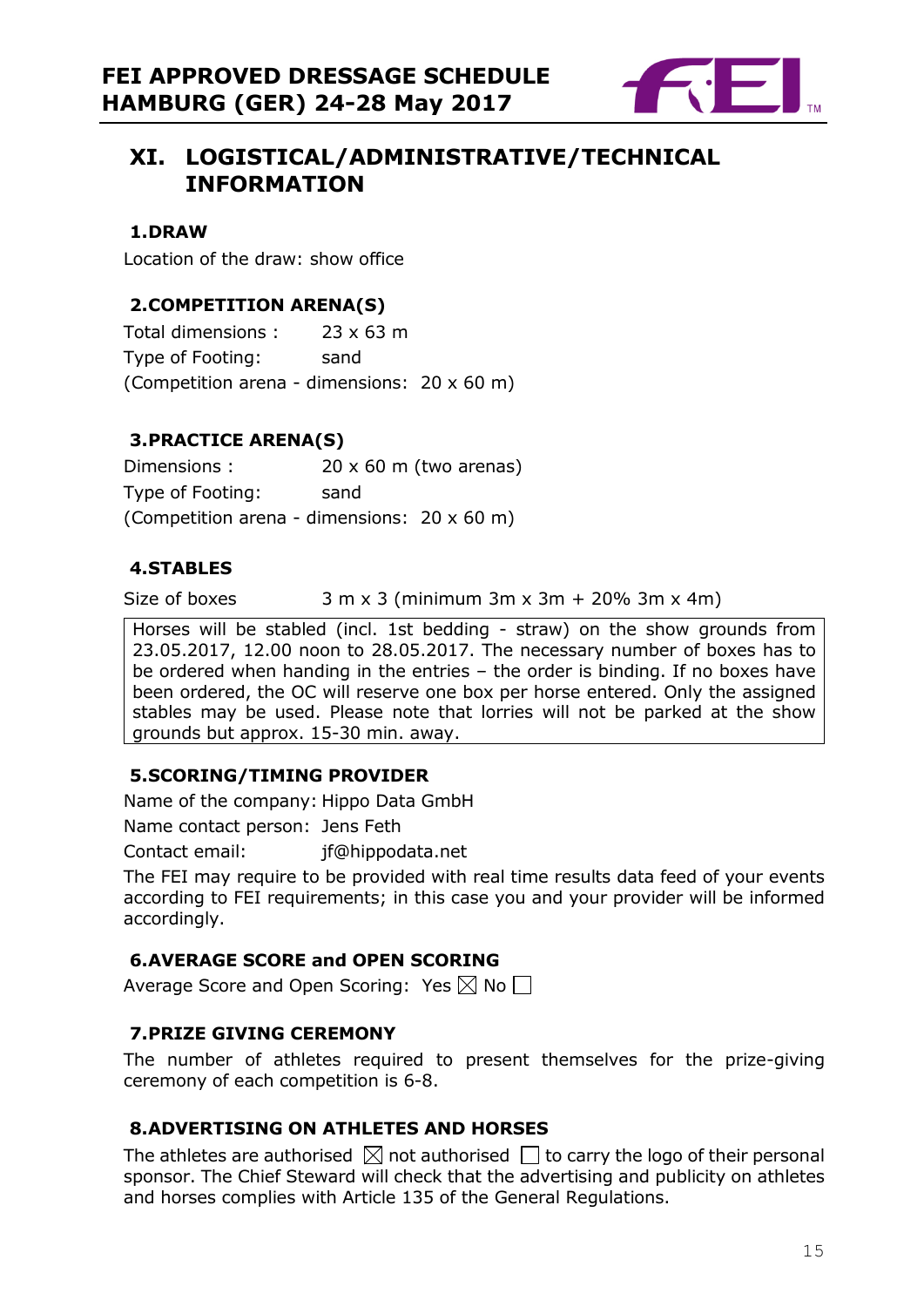# XI. LOGISTICAL/ADMINISTRATIVE/TECHNICAL INFORMATION

### 1. DRAW

Location of the draw: show office

### 2. COMPETITION ARENA(S)

Total dimensions : 23 x 63 m
Type of Footing: sand
(Competition arena - dimensions: 20 x 60 m)

### 3. PRACTICE ARENA(S)

Dimensions : 20 x 60 m (two arenas)
Type of Footing: sand
(Competition arena - dimensions: 20 x 60 m)

### 4. STABLES

Size of boxes 3 m x 3 (minimum 3m x 3m + 20% 3m x 4m)

Horses will be stabled (incl. 1st bedding - straw) on the show grounds from 23.05.2017, 12.00 noon to 28.05.2017. The necessary number of boxes has to be ordered when handing in the entries – the order is binding. If no boxes have been ordered, the OC will reserve one box per horse entered. Only the assigned stables may be used. Please note that lorries will not be parked at the show grounds but approx. 15-30 min. away.

### 5. SCORING/TIMING PROVIDER

Name of the company: Hippo Data GmbH

Name contact person: Jens Feth

Contact email: jf@hippodata.net

The FEI may require to be provided with real time results data feed of your events according to FEI requirements; in this case you and your provider will be informed accordingly.

### 6. AVERAGE SCORE and OPEN SCORING

Average Score and Open Scoring: Yes ☒ No ☐

### 7. PRIZE GIVING CEREMONY

The number of athletes required to present themselves for the prize-giving ceremony of each competition is 6-8.

### 8. ADVERTISING ON ATHLETES AND HORSES

The athletes are authorised ☒ not authorised ☐ to carry the logo of their personal sponsor. The Chief Steward will check that the advertising and publicity on athletes and horses complies with Article 135 of the General Regulations.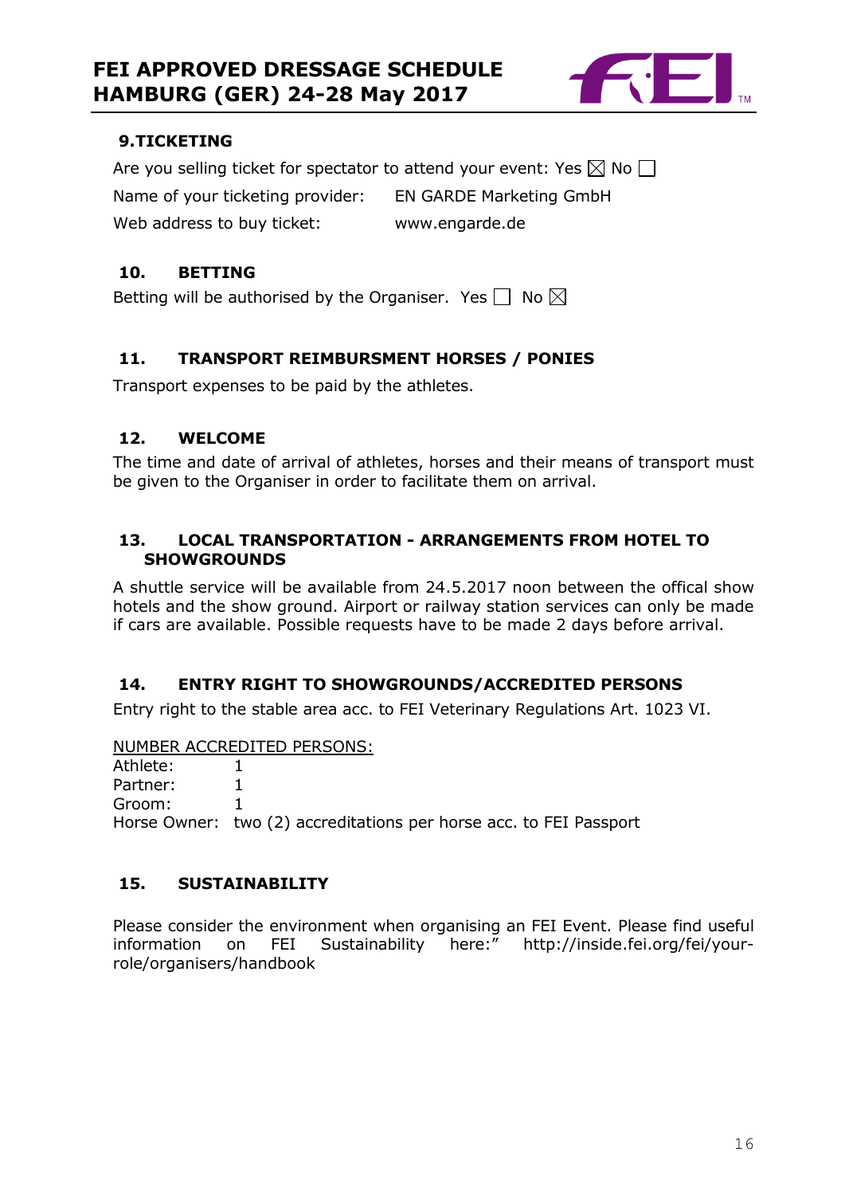## 9. TICKETING

Are you selling ticket for spectator to attend your event: Yes ☒ No ☐

Name of your ticketing provider: EN GARDE Marketing GmbH

Web address to buy ticket: www.engarde.de

## 10. BETTING

Betting will be authorised by the Organiser. Yes ☐ No ☒

## 11. TRANSPORT REIMBURSMENT HORSES / PONIES

Transport expenses to be paid by the athletes.

## 12. WELCOME

The time and date of arrival of athletes, horses and their means of transport must be given to the Organiser in order to facilitate them on arrival.

## 13. LOCAL TRANSPORTATION - ARRANGEMENTS FROM HOTEL TO SHOWGROUNDS

A shuttle service will be available from 24.5.2017 noon between the offical show hotels and the show ground. Airport or railway station services can only be made if cars are available. Possible requests have to be made 2 days before arrival.

## 14. ENTRY RIGHT TO SHOWGROUNDS/ACCREDITED PERSONS

Entry right to the stable area acc. to FEI Veterinary Regulations Art. 1023 VI.

NUMBER ACCREDITED PERSONS:

Athlete: 1
Partner: 1
Groom: 1
Horse Owner: two (2) accreditations per horse acc. to FEI Passport

## 15. SUSTAINABILITY

Please consider the environment when organising an FEI Event. Please find useful information on FEI Sustainability here:" http://inside.fei.org/fei/your-role/organisers/handbook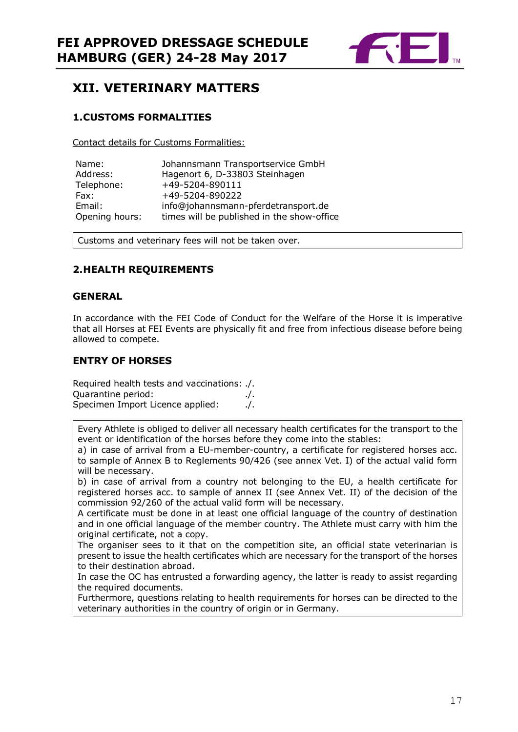## XII. VETERINARY MATTERS

### 1.CUSTOMS FORMALITIES

Contact details for Customs Formalities:

| | |
|---|---|
| Name: | Johannsmann Transportservice GmbH |
| Address: | Hagenort 6, D-33803 Steinhagen |
| Telephone: | +49-5204-890111 |
| Fax: | +49-5204-890222 |
| Email: | info@johannsmann-pferdetransport.de |
| Opening hours: | times will be published in the show-office |

Customs and veterinary fees will not be taken over.

### 2.HEALTH REQUIREMENTS

#### GENERAL

In accordance with the FEI Code of Conduct for the Welfare of the Horse it is imperative that all Horses at FEI Events are physically fit and free from infectious disease before being allowed to compete.

#### ENTRY OF HORSES

Required health tests and vaccinations: ./.
Quarantine period: ./.
Specimen Import Licence applied: ./.

Every Athlete is obliged to deliver all necessary health certificates for the transport to the event or identification of the horses before they come into the stables:
a) in case of arrival from a EU-member-country, a certificate for registered horses acc. to sample of Annex B to Reglements 90/426 (see annex Vet. I) of the actual valid form will be necessary.
b) in case of arrival from a country not belonging to the EU, a health certificate for registered horses acc. to sample of annex II (see Annex Vet. II) of the decision of the commission 92/260 of the actual valid form will be necessary.
A certificate must be done in at least one official language of the country of destination and in one official language of the member country. The Athlete must carry with him the original certificate, not a copy.
The organiser sees to it that on the competition site, an official state veterinarian is present to issue the health certificates which are necessary for the transport of the horses to their destination abroad.
In case the OC has entrusted a forwarding agency, the latter is ready to assist regarding the required documents.
Furthermore, questions relating to health requirements for horses can be directed to the veterinary authorities in the country of origin or in Germany.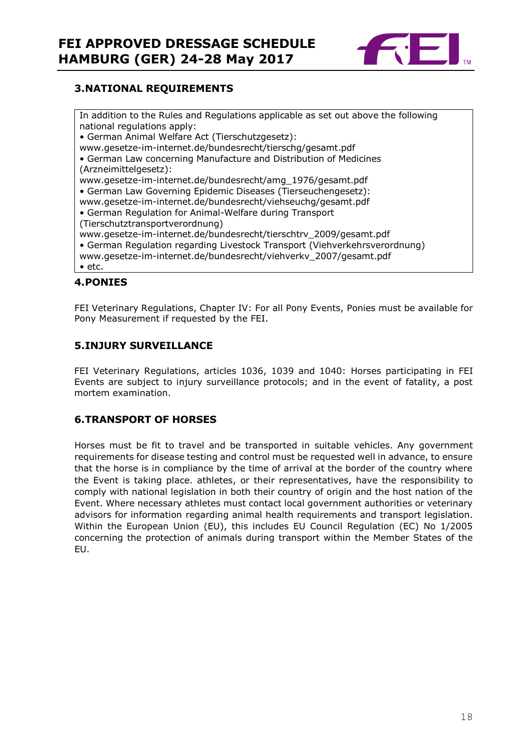## 3. NATIONAL REQUIREMENTS

In addition to the Rules and Regulations applicable as set out above the following national regulations apply:

- German Animal Welfare Act (Tierschutzgesetz): www.gesetze-im-internet.de/bundesrecht/tierschg/gesamt.pdf
- German Law concerning Manufacture and Distribution of Medicines (Arzneimittelgesetz): www.gesetze-im-internet.de/bundesrecht/amg_1976/gesamt.pdf
- German Law Governing Epidemic Diseases (Tierseuchengesetz): www.gesetze-im-internet.de/bundesrecht/viehseuchg/gesamt.pdf
- German Regulation for Animal-Welfare during Transport (Tierschutztransportverordnung) www.gesetze-im-internet.de/bundesrecht/tierschtrv_2009/gesamt.pdf
- German Regulation regarding Livestock Transport (Viehverkehrsverordnung) www.gesetze-im-internet.de/bundesrecht/viehverkv_2007/gesamt.pdf
- etc.

## 4. PONIES

FEI Veterinary Regulations, Chapter IV: For all Pony Events, Ponies must be available for Pony Measurement if requested by the FEI.

## 5. INJURY SURVEILLANCE

FEI Veterinary Regulations, articles 1036, 1039 and 1040: Horses participating in FEI Events are subject to injury surveillance protocols; and in the event of fatality, a post mortem examination.

## 6. TRANSPORT OF HORSES

Horses must be fit to travel and be transported in suitable vehicles. Any government requirements for disease testing and control must be requested well in advance, to ensure that the horse is in compliance by the time of arrival at the border of the country where the Event is taking place. athletes, or their representatives, have the responsibility to comply with national legislation in both their country of origin and the host nation of the Event. Where necessary athletes must contact local government authorities or veterinary advisors for information regarding animal health requirements and transport legislation. Within the European Union (EU), this includes EU Council Regulation (EC) No 1/2005 concerning the protection of animals during transport within the Member States of the EU.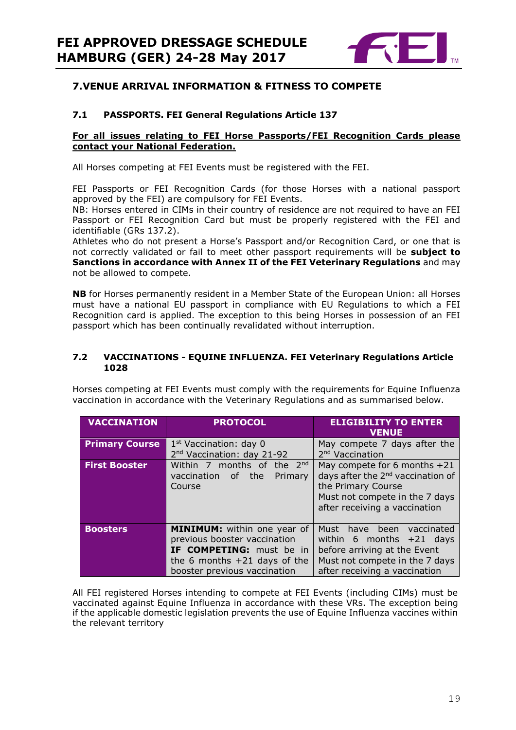## 7. VENUE ARRIVAL INFORMATION & FITNESS TO COMPETE

### 7.1 PASSPORTS. FEI General Regulations Article 137

**For all issues relating to FEI Horse Passports/FEI Recognition Cards please contact your National Federation.**

All Horses competing at FEI Events must be registered with the FEI.

FEI Passports or FEI Recognition Cards (for those Horses with a national passport approved by the FEI) are compulsory for FEI Events.
NB: Horses entered in CIMs in their country of residence are not required to have an FEI Passport or FEI Recognition Card but must be properly registered with the FEI and identifiable (GRs 137.2).
Athletes who do not present a Horse's Passport and/or Recognition Card, or one that is not correctly validated or fail to meet other passport requirements will be **subject to Sanctions in accordance with Annex II of the FEI Veterinary Regulations** and may not be allowed to compete.

**NB** for Horses permanently resident in a Member State of the European Union: all Horses must have a national EU passport in compliance with EU Regulations to which a FEI Recognition card is applied. The exception to this being Horses in possession of an FEI passport which has been continually revalidated without interruption.

### 7.2 VACCINATIONS - EQUINE INFLUENZA. FEI Veterinary Regulations Article 1028

Horses competing at FEI Events must comply with the requirements for Equine Influenza vaccination in accordance with the Veterinary Regulations and as summarised below.

| VACCINATION | PROTOCOL | ELIGIBILITY TO ENTER VENUE |
|---|---|---|
| **Primary Course** | 1st Vaccination: day 0<br>2nd Vaccination: day 21-92 | May compete 7 days after the 2nd Vaccination |
| **First Booster** | Within 7 months of the 2nd vaccination of the Primary Course | May compete for 6 months +21 days after the 2nd vaccination of the Primary Course<br>Must not compete in the 7 days after receiving a vaccination |
| **Boosters** | **MINIMUM:** within one year of previous booster vaccination<br>**IF COMPETING:** must be in the 6 months +21 days of the booster previous vaccination | Must have been vaccinated within 6 months +21 days before arriving at the Event<br>Must not compete in the 7 days after receiving a vaccination |

All FEI registered Horses intending to compete at FEI Events (including CIMs) must be vaccinated against Equine Influenza in accordance with these VRs. The exception being if the applicable domestic legislation prevents the use of Equine Influenza vaccines within the relevant territory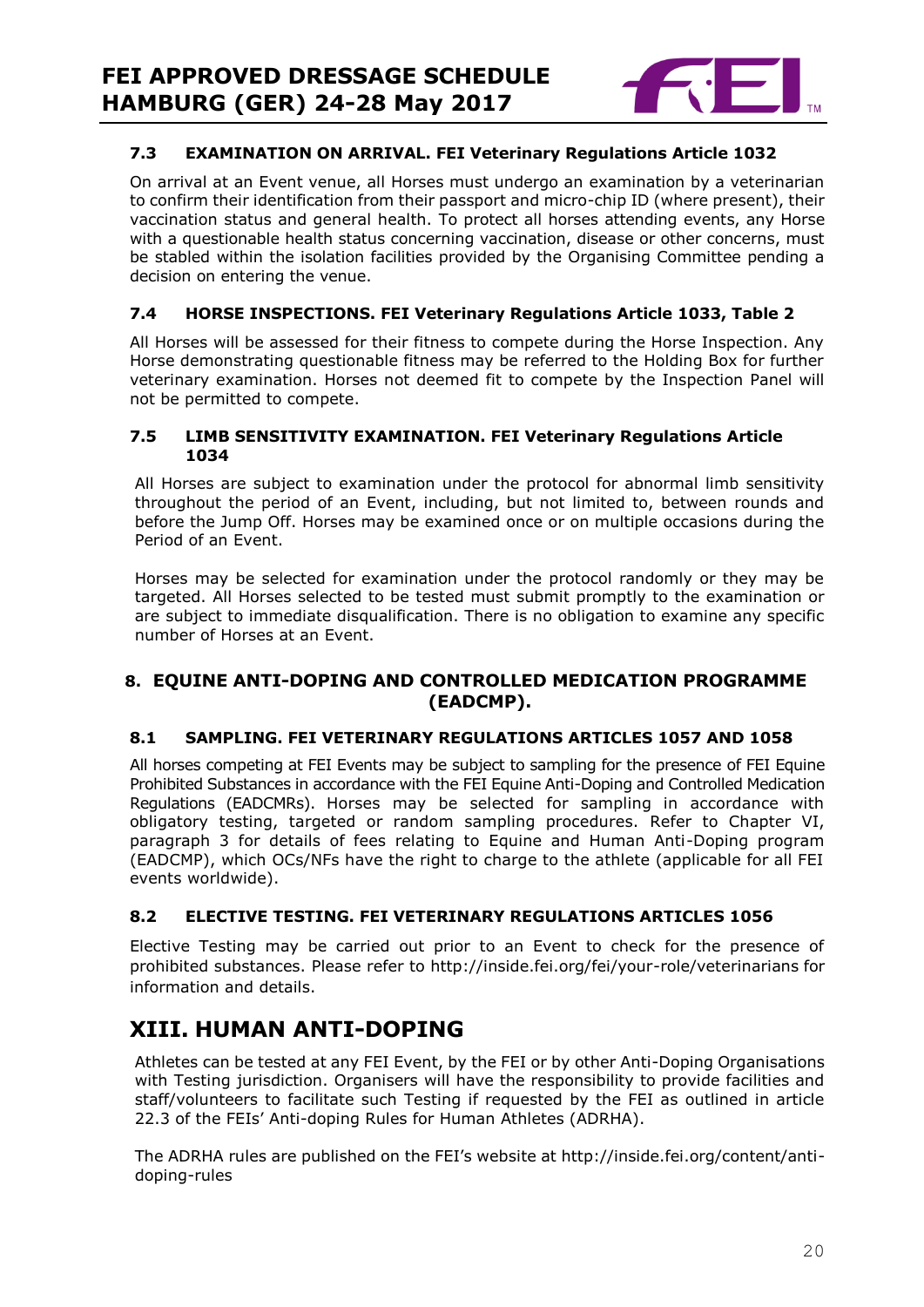### 7.3 EXAMINATION ON ARRIVAL. FEI Veterinary Regulations Article 1032

On arrival at an Event venue, all Horses must undergo an examination by a veterinarian to confirm their identification from their passport and micro-chip ID (where present), their vaccination status and general health. To protect all horses attending events, any Horse with a questionable health status concerning vaccination, disease or other concerns, must be stabled within the isolation facilities provided by the Organising Committee pending a decision on entering the venue.

### 7.4 HORSE INSPECTIONS. FEI Veterinary Regulations Article 1033, Table 2

All Horses will be assessed for their fitness to compete during the Horse Inspection. Any Horse demonstrating questionable fitness may be referred to the Holding Box for further veterinary examination. Horses not deemed fit to compete by the Inspection Panel will not be permitted to compete.

### 7.5 LIMB SENSITIVITY EXAMINATION. FEI Veterinary Regulations Article 1034

All Horses are subject to examination under the protocol for abnormal limb sensitivity throughout the period of an Event, including, but not limited to, between rounds and before the Jump Off. Horses may be examined once or on multiple occasions during the Period of an Event.

Horses may be selected for examination under the protocol randomly or they may be targeted. All Horses selected to be tested must submit promptly to the examination or are subject to immediate disqualification. There is no obligation to examine any specific number of Horses at an Event.

## 8. EQUINE ANTI-DOPING AND CONTROLLED MEDICATION PROGRAMME (EADCMP).

### 8.1 SAMPLING. FEI VETERINARY REGULATIONS ARTICLES 1057 AND 1058

All horses competing at FEI Events may be subject to sampling for the presence of FEI Equine Prohibited Substances in accordance with the FEI Equine Anti-Doping and Controlled Medication Regulations (EADCMRs). Horses may be selected for sampling in accordance with obligatory testing, targeted or random sampling procedures. Refer to Chapter VI, paragraph 3 for details of fees relating to Equine and Human Anti-Doping program (EADCMP), which OCs/NFs have the right to charge to the athlete (applicable for all FEI events worldwide).

### 8.2 ELECTIVE TESTING. FEI VETERINARY REGULATIONS ARTICLES 1056

Elective Testing may be carried out prior to an Event to check for the presence of prohibited substances. Please refer to http://inside.fei.org/fei/your-role/veterinarians for information and details.

# XIII. HUMAN ANTI-DOPING

Athletes can be tested at any FEI Event, by the FEI or by other Anti-Doping Organisations with Testing jurisdiction. Organisers will have the responsibility to provide facilities and staff/volunteers to facilitate such Testing if requested by the FEI as outlined in article 22.3 of the FEIs' Anti-doping Rules for Human Athletes (ADRHA).

The ADRHA rules are published on the FEI's website at http://inside.fei.org/content/anti-doping-rules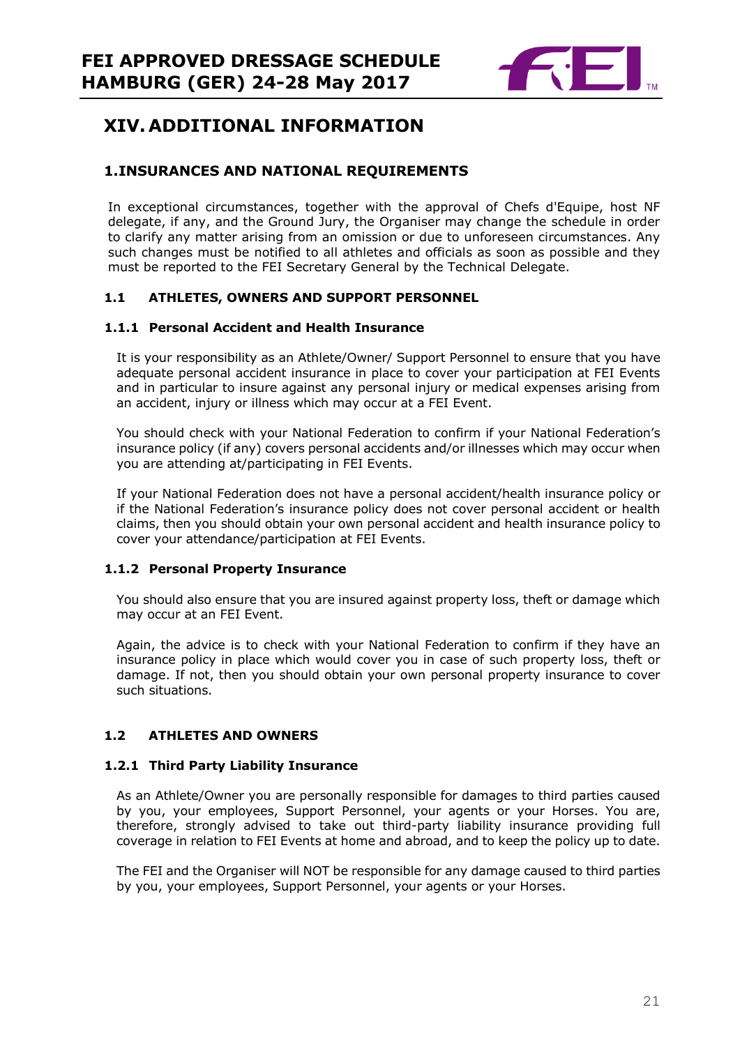# XIV. ADDITIONAL INFORMATION

## 1. INSURANCES AND NATIONAL REQUIREMENTS

In exceptional circumstances, together with the approval of Chefs d'Equipe, host NF delegate, if any, and the Ground Jury, the Organiser may change the schedule in order to clarify any matter arising from an omission or due to unforeseen circumstances. Any such changes must be notified to all athletes and officials as soon as possible and they must be reported to the FEI Secretary General by the Technical Delegate.

### 1.1 ATHLETES, OWNERS AND SUPPORT PERSONNEL

#### 1.1.1 Personal Accident and Health Insurance

It is your responsibility as an Athlete/Owner/ Support Personnel to ensure that you have adequate personal accident insurance in place to cover your participation at FEI Events and in particular to insure against any personal injury or medical expenses arising from an accident, injury or illness which may occur at a FEI Event.

You should check with your National Federation to confirm if your National Federation's insurance policy (if any) covers personal accidents and/or illnesses which may occur when you are attending at/participating in FEI Events.

If your National Federation does not have a personal accident/health insurance policy or if the National Federation's insurance policy does not cover personal accident or health claims, then you should obtain your own personal accident and health insurance policy to cover your attendance/participation at FEI Events.

#### 1.1.2 Personal Property Insurance

You should also ensure that you are insured against property loss, theft or damage which may occur at an FEI Event.

Again, the advice is to check with your National Federation to confirm if they have an insurance policy in place which would cover you in case of such property loss, theft or damage. If not, then you should obtain your own personal property insurance to cover such situations.

### 1.2 ATHLETES AND OWNERS

#### 1.2.1 Third Party Liability Insurance

As an Athlete/Owner you are personally responsible for damages to third parties caused by you, your employees, Support Personnel, your agents or your Horses. You are, therefore, strongly advised to take out third-party liability insurance providing full coverage in relation to FEI Events at home and abroad, and to keep the policy up to date.

The FEI and the Organiser will NOT be responsible for any damage caused to third parties by you, your employees, Support Personnel, your agents or your Horses.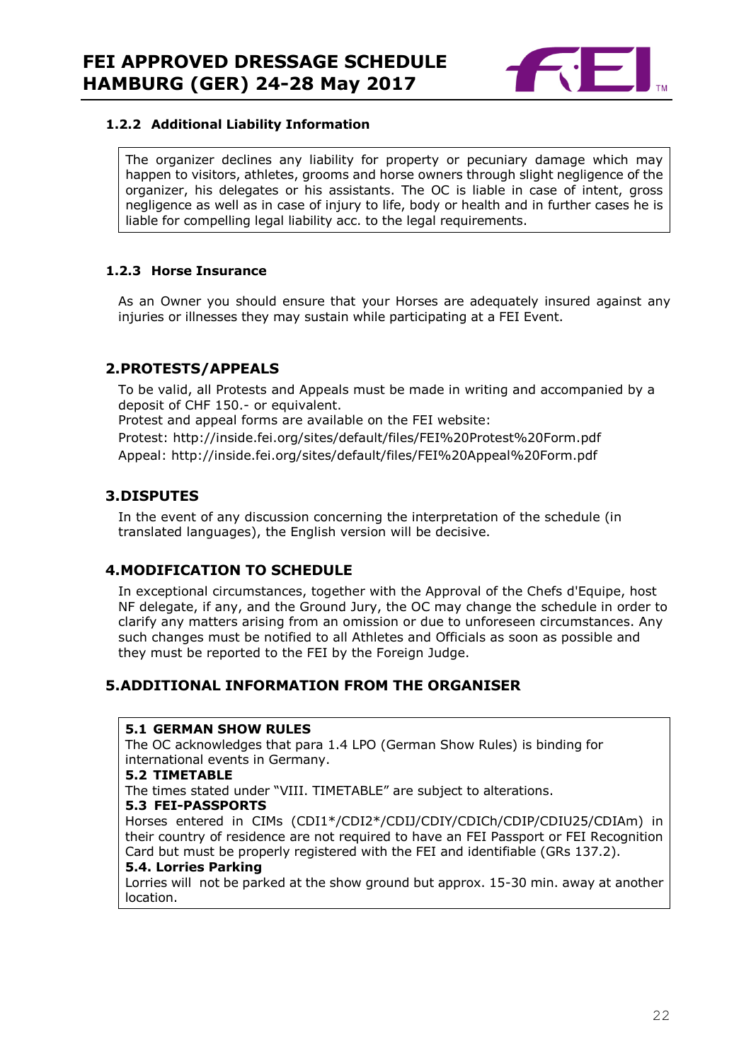### 1.2.2 Additional Liability Information

The organizer declines any liability for property or pecuniary damage which may happen to visitors, athletes, grooms and horse owners through slight negligence of the organizer, his delegates or his assistants. The OC is liable in case of intent, gross negligence as well as in case of injury to life, body or health and in further cases he is liable for compelling legal liability acc. to the legal requirements.

### 1.2.3 Horse Insurance

As an Owner you should ensure that your Horses are adequately insured against any injuries or illnesses they may sustain while participating at a FEI Event.

## 2. PROTESTS/APPEALS

To be valid, all Protests and Appeals must be made in writing and accompanied by a deposit of CHF 150.- or equivalent.

Protest and appeal forms are available on the FEI website:

Protest: http://inside.fei.org/sites/default/files/FEI%20Protest%20Form.pdf

Appeal: http://inside.fei.org/sites/default/files/FEI%20Appeal%20Form.pdf

## 3. DISPUTES

In the event of any discussion concerning the interpretation of the schedule (in translated languages), the English version will be decisive.

## 4. MODIFICATION TO SCHEDULE

In exceptional circumstances, together with the Approval of the Chefs d'Equipe, host NF delegate, if any, and the Ground Jury, the OC may change the schedule in order to clarify any matters arising from an omission or due to unforeseen circumstances. Any such changes must be notified to all Athletes and Officials as soon as possible and they must be reported to the FEI by the Foreign Judge.

## 5. ADDITIONAL INFORMATION FROM THE ORGANISER

**5.1 GERMAN SHOW RULES**
The OC acknowledges that para 1.4 LPO (German Show Rules) is binding for international events in Germany.

**5.2 TIMETABLE**
The times stated under "VIII. TIMETABLE" are subject to alterations.

**5.3 FEI-PASSPORTS**
Horses entered in CIMs (CDI1*/CDI2*/CDIJ/CDIY/CDICh/CDIP/CDIU25/CDIAm) in their country of residence are not required to have an FEI Passport or FEI Recognition Card but must be properly registered with the FEI and identifiable (GRs 137.2).

**5.4. Lorries Parking**
Lorries will not be parked at the show ground but approx. 15-30 min. away at another location.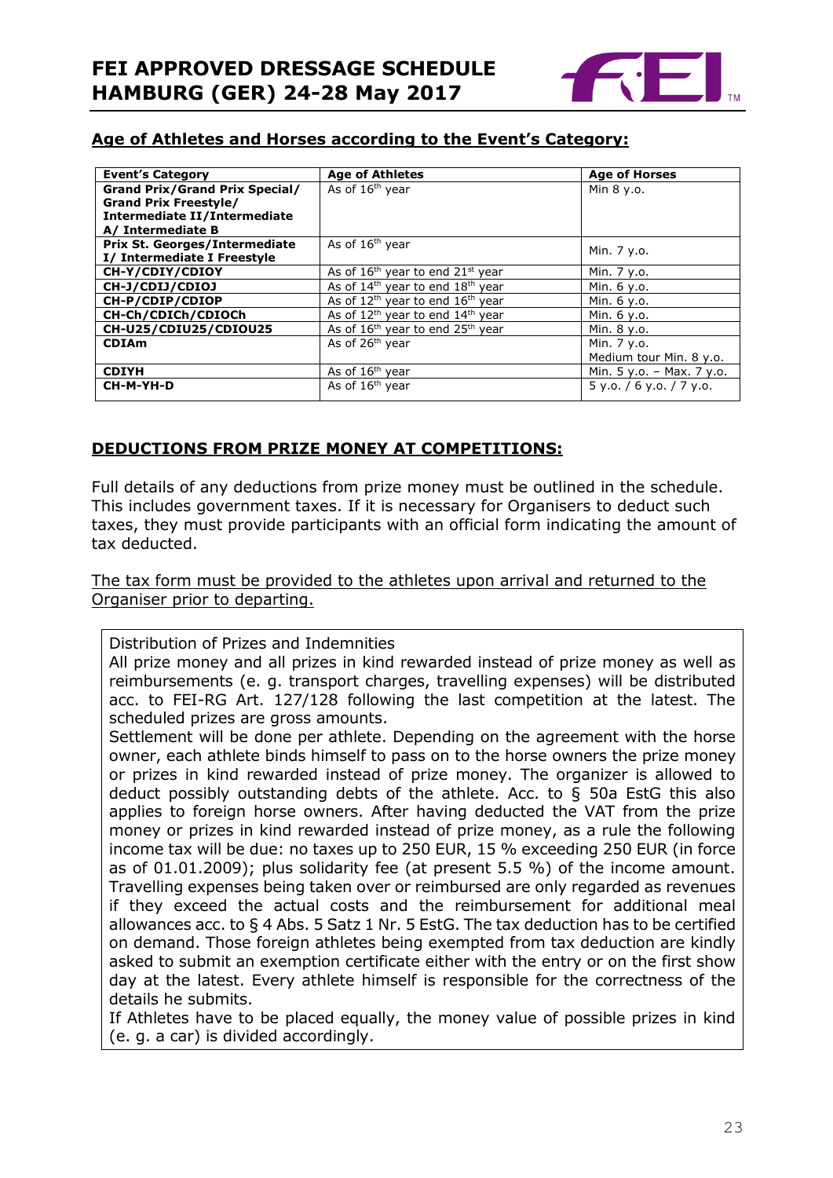## Age of Athletes and Horses according to the Event's Category:

| Event's Category | Age of Athletes | Age of Horses |
|---|---|---|
| **Grand Prix/Grand Prix Special/ Grand Prix Freestyle/ Intermediate II/Intermediate A/ Intermediate B** | As of 16th year | Min 8 y.o. |
| **Prix St. Georges/Intermediate I/ Intermediate I Freestyle** | As of 16th year | Min. 7 y.o. |
| **CH-Y/CDIY/CDIOY** | As of 16th year to end 21st year | Min. 7 y.o. |
| **CH-J/CDIJ/CDIOJ** | As of 14th year to end 18th year | Min. 6 y.o. |
| **CH-P/CDIP/CDIOP** | As of 12th year to end 16th year | Min. 6 y.o. |
| **CH-Ch/CDICh/CDIOCh** | As of 12th year to end 14th year | Min. 6 y.o. |
| **CH-U25/CDIU25/CDIOU25** | As of 16th year to end 25th year | Min. 8 y.o. |
| **CDIAm** | As of 26th year | Min. 7 y.o. Medium tour Min. 8 y.o. |
| **CDIYH** | As of 16th year | Min. 5 y.o. – Max. 7 y.o. |
| **CH-M-YH-D** | As of 16th year | 5 y.o. / 6 y.o. / 7 y.o. |

## DEDUCTIONS FROM PRIZE MONEY AT COMPETITIONS:

Full details of any deductions from prize money must be outlined in the schedule. This includes government taxes. If it is necessary for Organisers to deduct such taxes, they must provide participants with an official form indicating the amount of tax deducted.

The tax form must be provided to the athletes upon arrival and returned to the Organiser prior to departing.

Distribution of Prizes and Indemnities

All prize money and all prizes in kind rewarded instead of prize money as well as reimbursements (e. g. transport charges, travelling expenses) will be distributed acc. to FEI-RG Art. 127/128 following the last competition at the latest. The scheduled prizes are gross amounts.

Settlement will be done per athlete. Depending on the agreement with the horse owner, each athlete binds himself to pass on to the horse owners the prize money or prizes in kind rewarded instead of prize money. The organizer is allowed to deduct possibly outstanding debts of the athlete. Acc. to § 50a EstG this also applies to foreign horse owners. After having deducted the VAT from the prize money or prizes in kind rewarded instead of prize money, as a rule the following income tax will be due: no taxes up to 250 EUR, 15 % exceeding 250 EUR (in force as of 01.01.2009); plus solidarity fee (at present 5.5 %) of the income amount. Travelling expenses being taken over or reimbursed are only regarded as revenues if they exceed the actual costs and the reimbursement for additional meal allowances acc. to § 4 Abs. 5 Satz 1 Nr. 5 EstG. The tax deduction has to be certified on demand. Those foreign athletes being exempted from tax deduction are kindly asked to submit an exemption certificate either with the entry or on the first show day at the latest. Every athlete himself is responsible for the correctness of the details he submits.

If Athletes have to be placed equally, the money value of possible prizes in kind (e. g. a car) is divided accordingly.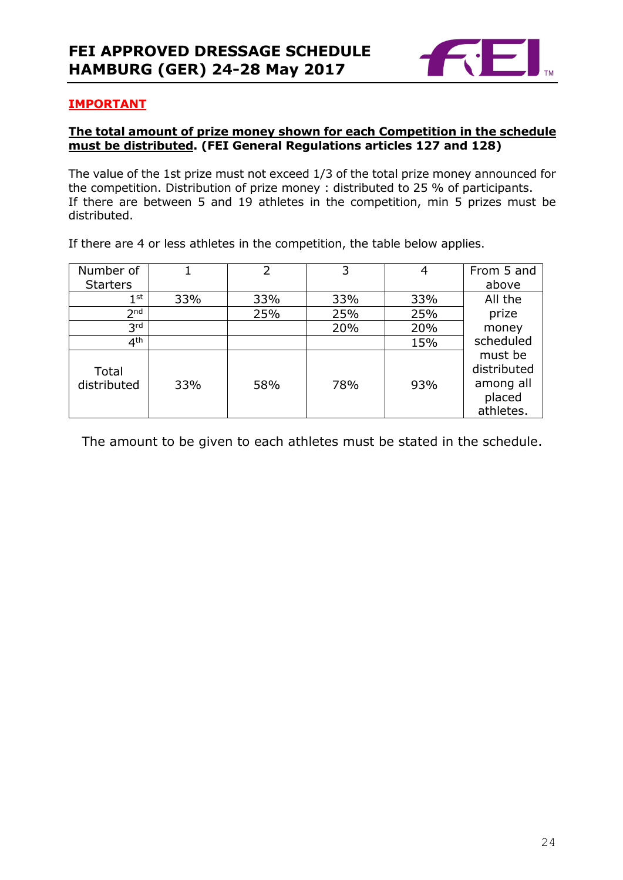**IMPORTANT**

**The total amount of prize money shown for each Competition in the schedule must be distributed. (FEI General Regulations articles 127 and 128)**

The value of the 1st prize must not exceed 1/3 of the total prize money announced for the competition. Distribution of prize money : distributed to 25 % of participants.
If there are between 5 and 19 athletes in the competition, min 5 prizes must be distributed.

If there are 4 or less athletes in the competition, the table below applies.

| Number of Starters | 1 | 2 | 3 | 4 | From 5 and above |
|---|---|---|---|---|---|
| 1st | 33% | 33% | 33% | 33% | All the prize money scheduled must be distributed among all placed athletes. |
| 2nd | | 25% | 25% | 25% | |
| 3rd | | | 20% | 20% | |
| 4th | | | | 15% | |
| Total distributed | 33% | 58% | 78% | 93% | |

The amount to be given to each athletes must be stated in the schedule.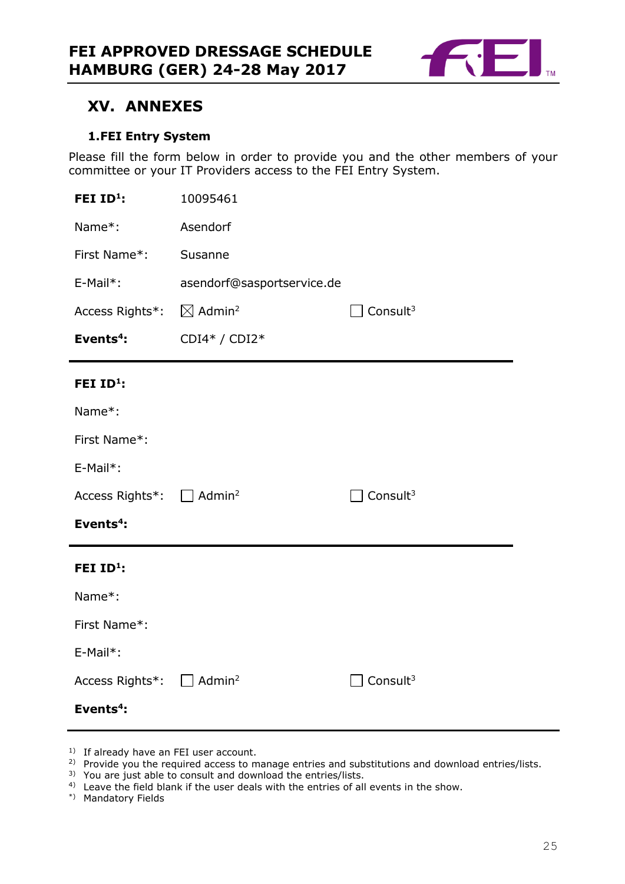# XV. ANNEXES

### 1. FEI Entry System

Please fill the form below in order to provide you and the other members of your committee or your IT Providers access to the FEI Entry System.

**FEI ID[1]:** 10095461

Name*: Asendorf

First Name*: Susanne

E-Mail*: asendorf@sasportservice.de

Access Rights*: ☒ Admin[2] ☐ Consult[3]

**Events[4]:** CDI4* / CDI2*

---

**FEI ID[1]:**

Name*:

First Name*:

E-Mail*:

Access Rights*: ☐ Admin[2] ☐ Consult[3]

**Events[4]:**

---

**FEI ID[1]:**

Name*:

First Name*:

E-Mail*:

Access Rights*: ☐ Admin[2] ☐ Consult[3]

**Events[4]:**

---

1) If already have an FEI user account.
2) Provide you the required access to manage entries and substitutions and download entries/lists.
3) You are just able to consult and download the entries/lists.
4) Leave the field blank if the user deals with the entries of all events in the show.
*) Mandatory Fields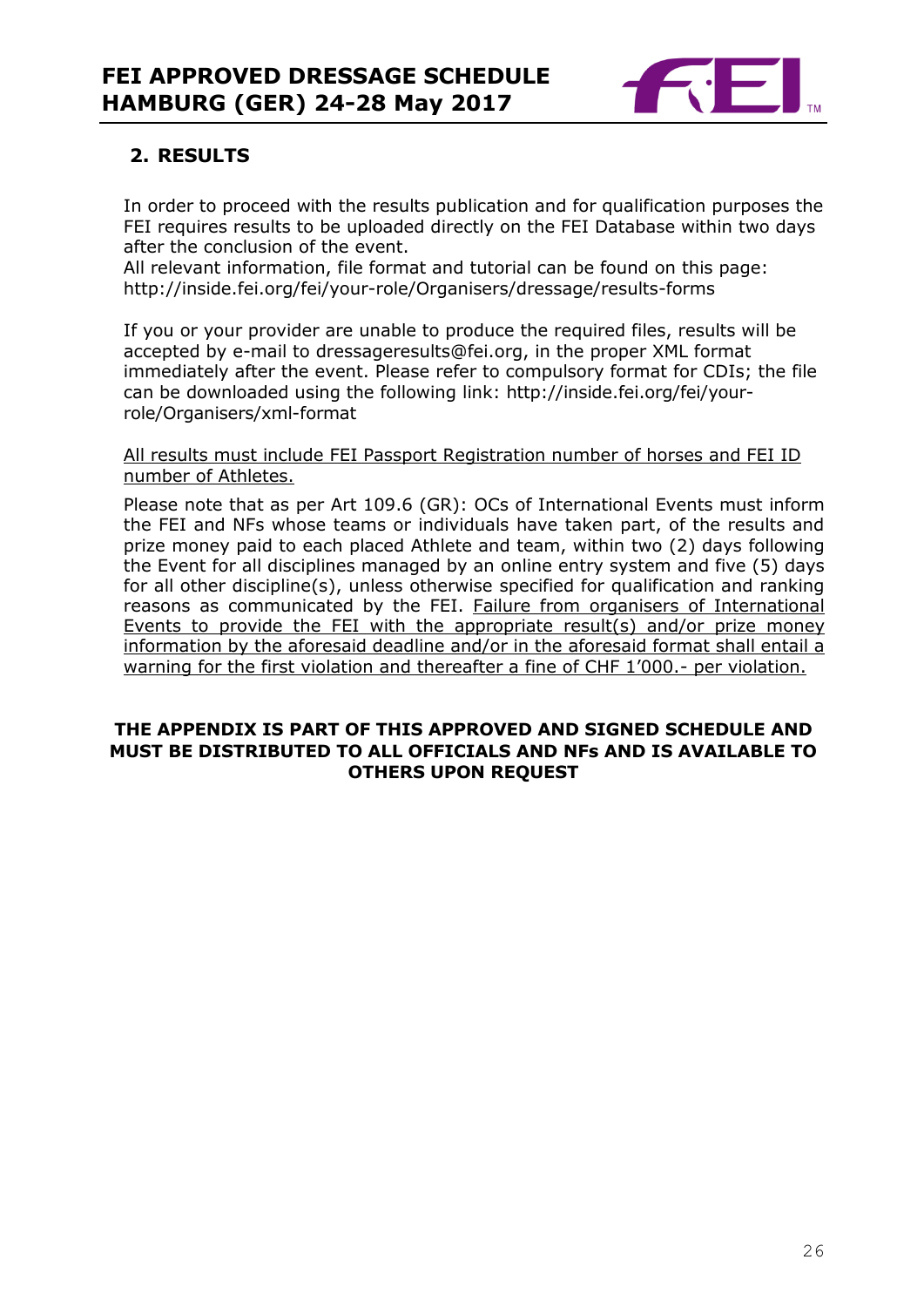## 2. RESULTS

In order to proceed with the results publication and for qualification purposes the FEI requires results to be uploaded directly on the FEI Database within two days after the conclusion of the event.
All relevant information, file format and tutorial can be found on this page: http://inside.fei.org/fei/your-role/Organisers/dressage/results-forms

If you or your provider are unable to produce the required files, results will be accepted by e-mail to dressageresults@fei.org, in the proper XML format immediately after the event. Please refer to compulsory format for CDIs; the file can be downloaded using the following link: http://inside.fei.org/fei/your-role/Organisers/xml-format

<u>All results must include FEI Passport Registration number of horses and FEI ID number of Athletes.</u>

Please note that as per Art 109.6 (GR): OCs of International Events must inform the FEI and NFs whose teams or individuals have taken part, of the results and prize money paid to each placed Athlete and team, within two (2) days following the Event for all disciplines managed by an online entry system and five (5) days for all other discipline(s), unless otherwise specified for qualification and ranking reasons as communicated by the FEI. <u>Failure from organisers of International Events to provide the FEI with the appropriate result(s) and/or prize money information by the aforesaid deadline and/or in the aforesaid format shall entail a warning for the first violation and thereafter a fine of CHF 1'000.- per violation.</u>

**THE APPENDIX IS PART OF THIS APPROVED AND SIGNED SCHEDULE AND MUST BE DISTRIBUTED TO ALL OFFICIALS AND NFs AND IS AVAILABLE TO OTHERS UPON REQUEST**